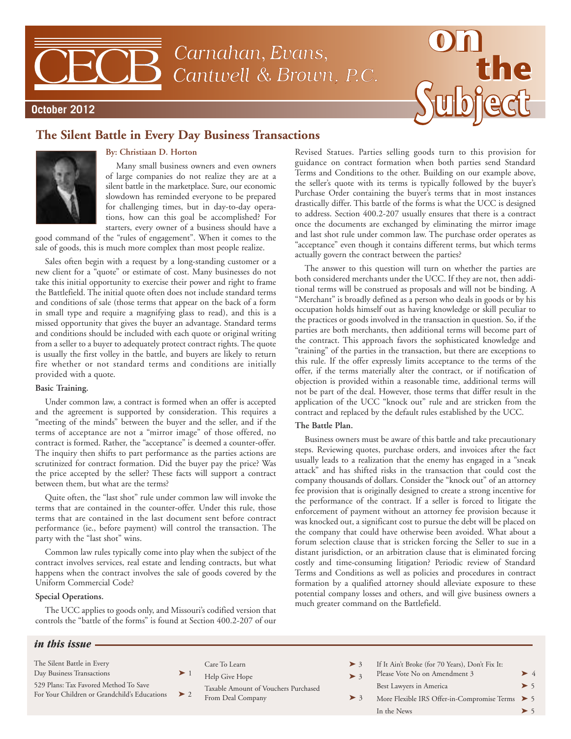# CECB Carnahan, Evans, Cantwell & Brown, P.C.

# on the Subject

**October 2012**

## The Silent Battle in Every Day Business Transactions

**By: Christiaan D. Horton**

Many small business owners and even owners of large companies do not realize they are at a silent battle in the marketplace. Sure, our economic slowdown has reminded everyone to be prepared for challenging times, but in day-to-day operations, how can this goal be accomplished? For starters, every owner of a business should have a good command of the "rules of engagement". When it comes to the sale of goods, this is much more complex than most people realize.

Sales often begin with a request by a long-standing customer or a new client for a "quote" or estimate of cost. Many businesses do not take this initial opportunity to exercise their power and right to frame the Battlefield. The initial quote often does not include standard terms and conditions of sale (those terms that appear on the back of a form in small type and require a magnifying glass to read), and this is a missed opportunity that gives the buyer an advantage. Standard terms and conditions should be included with each quote or original writing from a seller to a buyer to adequately protect contract rights. The quote is usually the first volley in the battle, and buyers are likely to return fire whether or not standard terms and conditions are initially provided with a quote.

**Basic Training.**

Under common law, a contract is formed when an offer is accepted and the agreement is supported by consideration. This requires a "meeting of the minds" between the buyer and the seller, and if the terms of acceptance are not a "mirror image" of those offered, no contract is formed. Rather, the "acceptance" is deemed a counter-offer. The inquiry then shifts to part performance as the parties actions are scrutinized for contract formation. Did the buyer pay the price? Was the price accepted by the seller? These facts will support a contract between them, but what are the terms?

Quite often, the "last shot" rule under common law will invoke the terms that are contained in the counter-offer. Under this rule, those terms that are contained in the last document sent before contract performance (ie., before payment) will control the transaction. The party with the "last shot" wins.

Common law rules typically come into play when the subject of the contract involves services, real estate and lending contracts, but what happens when the contract involves the sale of goods covered by the Uniform Commercial Code?

**Special Operations.**

The UCC applies to goods only, and Missouri's codified version that controls the "battle of the forms" is found at Section 400.2-207 of our Revised Statues. Parties selling goods turn to this provision for guidance on contract formation when both parties send Standard Terms and Conditions to the other. Building on our example above, the seller's quote with its terms is typically followed by the buyer's Purchase Order containing the buyer's terms that in most instances drastically differ. This battle of the forms is what the UCC is designed to address. Section 400.2-207 usually ensures that there is a contract once the documents are exchanged by eliminating the mirror image and last shot rule under common law. The purchase order operates as "acceptance" even though it contains different terms, but which terms actually govern the contract between the parties?

The answer to this question will turn on whether the parties are both considered merchants under the UCC. If they are not, then additional terms will be construed as proposals and will not be binding. A "Merchant" is broadly defined as a person who deals in goods or by his occupation holds himself out as having knowledge or skill peculiar to the practices or goods involved in the transaction in question. So, if the parties are both merchants, then additional terms will become part of the contract. This approach favors the sophisticated knowledge and "training" of the parties in the transaction, but there are exceptions to this rule. If the offer expressly limits acceptance to the terms of the offer, if the terms materially alter the contract, or if notification of objection is provided within a reasonable time, additional terms will not be part of the deal. However, those terms that differ result in the application of the UCC "knock out" rule and are stricken from the contract and replaced by the default rules established by the UCC.

**The Battle Plan.**

Business owners must be aware of this battle and take precautionary steps. Reviewing quotes, purchase orders, and invoices after the fact usually leads to a realization that the enemy has engaged in a "sneak attack" and has shifted risks in the transaction that could cost the company thousands of dollars. Consider the "knock out" of an attorney fee provision that is originally designed to create a strong incentive for the performance of the contract. If a seller is forced to litigate the enforcement of payment without an attorney fee provision because it was knocked out, a significant cost to pursue the debt will be placed on the company that could have otherwise been avoided. What about a forum selection clause that is stricken forcing the Seller to sue in a distant jurisdiction, or an arbitration clause that is eliminated forcing costly and time-consuming litigation? Periodic review of Standard Terms and Conditions as well as policies and procedures in contract formation by a qualified attorney should alleviate exposure to these potential company losses and others, and will give business owners a much greater command on the Battlefield.

---

### *in this issue*

| Article | Page |
|---|---|
| The Silent Battle in Every Day Business Transactions | 1 |
| 529 Plans: Tax Favored Method To Save For Your Children or Grandchild's Educations | 2 |
| Care To Learn | 3 |
| Help Give Hope | 3 |
| Taxable Amount of Vouchers Purchased From Deal Company | 3 |
| If It Ain't Broke (for 70 Years), Don't Fix It: Please Vote No on Amendment 3 | 4 |
| Best Lawyers in America | 5 |
| More Flexible IRS Offer-in-Compromise Terms | 5 |
| In the News | 5 |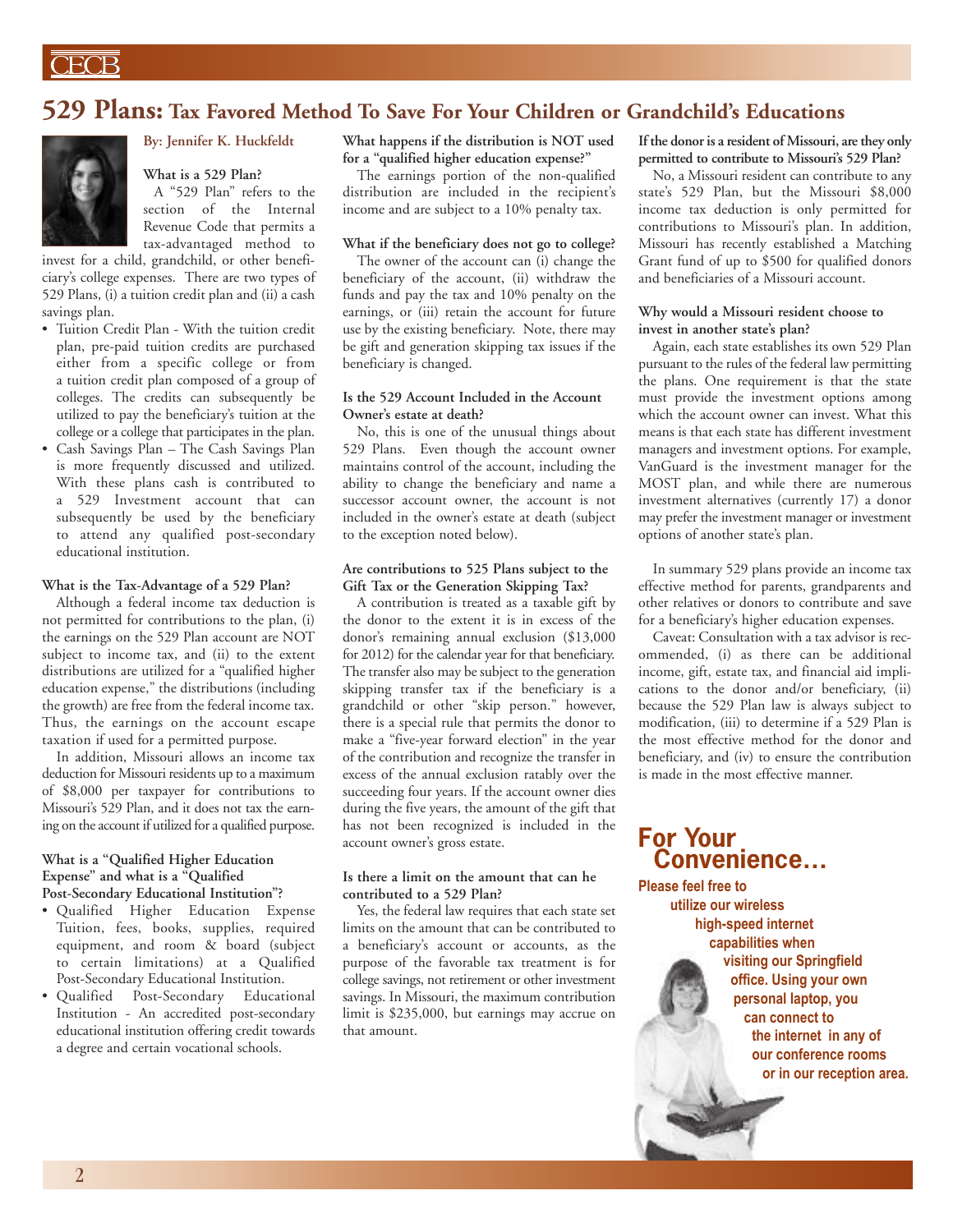# 529 Plans: Tax Favored Method To Save For Your Children or Grandchild's Educations

By: Jennifer K. Huckfeldt

**What is a 529 Plan?**

A "529 Plan" refers to the section of the Internal Revenue Code that permits a tax-advantaged method to invest for a child, grandchild, or other beneficiary's college expenses. There are two types of 529 Plans, (i) a tuition credit plan and (ii) a cash savings plan.

- Tuition Credit Plan - With the tuition credit plan, pre-paid tuition credits are purchased either from a specific college or from a tuition credit plan composed of a group of colleges. The credits can subsequently be utilized to pay the beneficiary's tuition at the college or a college that participates in the plan.
- Cash Savings Plan – The Cash Savings Plan is more frequently discussed and utilized. With these plans cash is contributed to a 529 Investment account that can subsequently be used by the beneficiary to attend any qualified post-secondary educational institution.

**What is the Tax-Advantage of a 529 Plan?**

Although a federal income tax deduction is not permitted for contributions to the plan, (i) the earnings on the 529 Plan account are NOT subject to income tax, and (ii) to the extent distributions are utilized for a "qualified higher education expense," the distributions (including the growth) are free from the federal income tax. Thus, the earnings on the account escape taxation if used for a permitted purpose.

In addition, Missouri allows an income tax deduction for Missouri residents up to a maximum of $8,000 per taxpayer for contributions to Missouri's 529 Plan, and it does not tax the earning on the account if utilized for a qualified purpose.

**What is a "Qualified Higher Education Expense" and what is a "Qualified Post-Secondary Educational Institution"?**

- Qualified Higher Education Expense Tuition, fees, books, supplies, required equipment, and room & board (subject to certain limitations) at a Qualified Post-Secondary Educational Institution.
- Qualified Post-Secondary Educational Institution - An accredited post-secondary educational institution offering credit towards a degree and certain vocational schools.

**What happens if the distribution is NOT used for a "qualified higher education expense?"**

The earnings portion of the non-qualified distribution are included in the recipient's income and are subject to a 10% penalty tax.

**What if the beneficiary does not go to college?**

The owner of the account can (i) change the beneficiary of the account, (ii) withdraw the funds and pay the tax and 10% penalty on the earnings, or (iii) retain the account for future use by the existing beneficiary. Note, there may be gift and generation skipping tax issues if the beneficiary is changed.

**Is the 529 Account Included in the Account Owner's estate at death?**

No, this is one of the unusual things about 529 Plans. Even though the account owner maintains control of the account, including the ability to change the beneficiary and name a successor account owner, the account is not included in the owner's estate at death (subject to the exception noted below).

**Are contributions to 525 Plans subject to the Gift Tax or the Generation Skipping Tax?**

A contribution is treated as a taxable gift by the donor to the extent it is in excess of the donor's remaining annual exclusion ($13,000 for 2012) for the calendar year for that beneficiary. The transfer also may be subject to the generation skipping transfer tax if the beneficiary is a grandchild or other "skip person." however, there is a special rule that permits the donor to make a "five-year forward election" in the year of the contribution and recognize the transfer in excess of the annual exclusion ratably over the succeeding four years. If the account owner dies during the five years, the amount of the gift that has not been recognized is included in the account owner's gross estate.

**Is there a limit on the amount that can he contributed to a 529 Plan?**

Yes, the federal law requires that each state set limits on the amount that can be contributed to a beneficiary's account or accounts, as the purpose of the favorable tax treatment is for college savings, not retirement or other investment savings. In Missouri, the maximum contribution limit is $235,000, but earnings may accrue on that amount.

**If the donor is a resident of Missouri, are they only permitted to contribute to Missouri's 529 Plan?**

No, a Missouri resident can contribute to any state's 529 Plan, but the Missouri $8,000 income tax deduction is only permitted for contributions to Missouri's plan. In addition, Missouri has recently established a Matching Grant fund of up to $500 for qualified donors and beneficiaries of a Missouri account.

**Why would a Missouri resident choose to invest in another state's plan?**

Again, each state establishes its own 529 Plan pursuant to the rules of the federal law permitting the plans. One requirement is that the state must provide the investment options among which the account owner can invest. What this means is that each state has different investment managers and investment options. For example, VanGuard is the investment manager for the MOST plan, and while there are numerous investment alternatives (currently 17) a donor may prefer the investment manager or investment options of another state's plan.

In summary 529 plans provide an income tax effective method for parents, grandparents and other relatives or donors to contribute and save for a beneficiary's higher education expenses.

Caveat: Consultation with a tax advisor is recommended, (i) as there can be additional income, gift, estate tax, and financial aid implications to the donor and/or beneficiary, (ii) because the 529 Plan law is always subject to modification, (iii) to determine if a 529 Plan is the most effective method for the donor and beneficiary, and (iv) to ensure the contribution is made in the most effective manner.

## For Your Convenience…

**Please feel free to utilize our wireless high-speed internet capabilities when visiting our Springfield office. Using your own personal laptop, you can connect to the internet in any of our conference rooms or in our reception area.**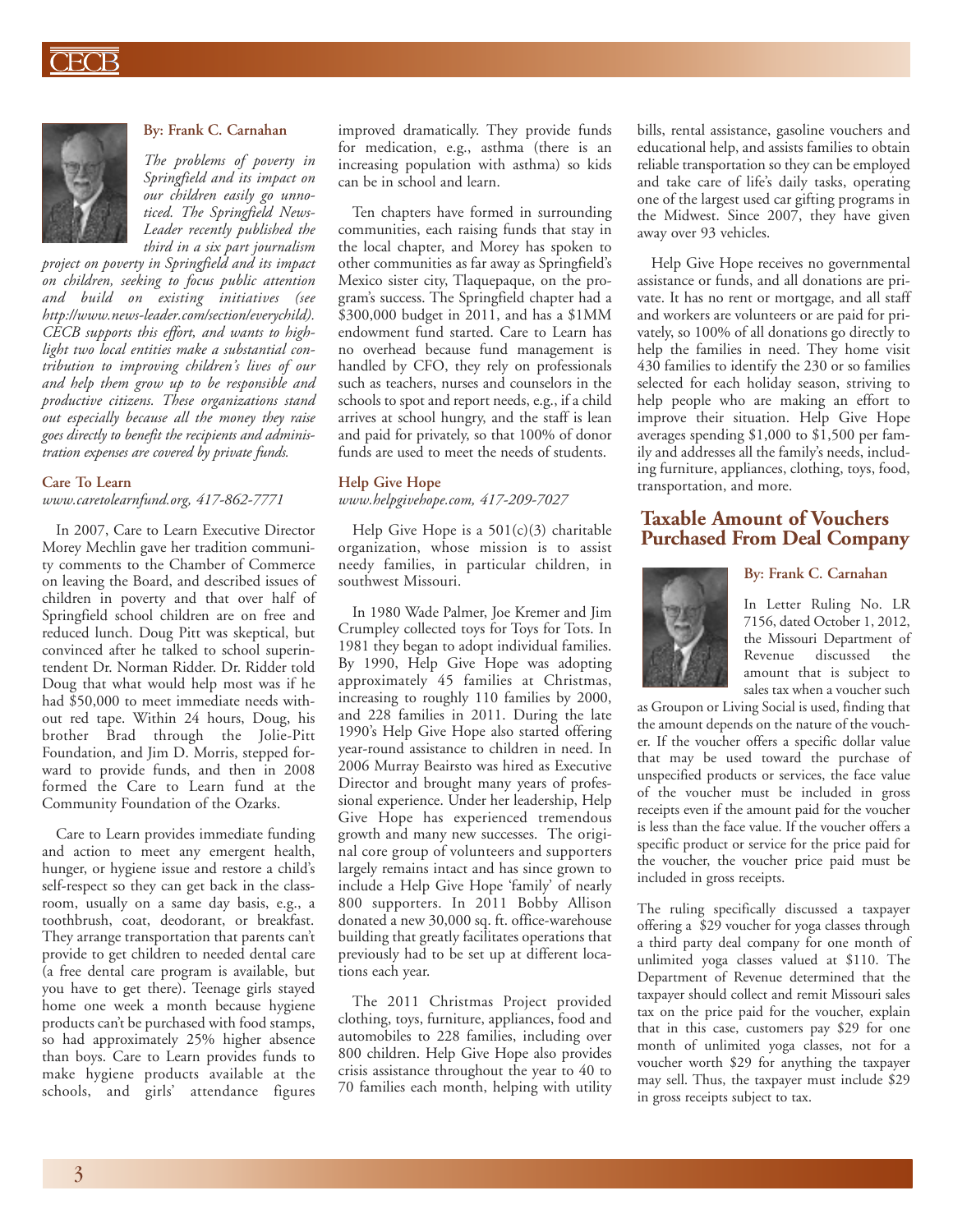**By: Frank C. Carnahan**

*The problems of poverty in Springfield and its impact on our children easily go unnoticed. The Springfield News-Leader recently published the third in a six part journalism project on poverty in Springfield and its impact on children, seeking to focus public attention and build on existing initiatives (see http://www.news-leader.com/section/everychild). CECB supports this effort, and wants to highlight two local entities make a substantial contribution to improving children's lives of our and help them grow up to be responsible and productive citizens. These organizations stand out especially because all the money they raise goes directly to benefit the recipients and administration expenses are covered by private funds.*

### Care To Learn

*www.caretolearnfund.org, 417-862-7771*

In 2007, Care to Learn Executive Director Morey Mechlin gave her tradition community comments to the Chamber of Commerce on leaving the Board, and described issues of children in poverty and that over half of Springfield school children are on free and reduced lunch. Doug Pitt was skeptical, but convinced after he talked to school superintendent Dr. Norman Ridder. Dr. Ridder told Doug that what would help most was if he had $50,000 to meet immediate needs without red tape. Within 24 hours, Doug, his brother Brad through the Jolie-Pitt Foundation, and Jim D. Morris, stepped forward to provide funds, and then in 2008 formed the Care to Learn fund at the Community Foundation of the Ozarks.

Care to Learn provides immediate funding and action to meet any emergent health, hunger, or hygiene issue and restore a child's self-respect so they can get back in the classroom, usually on a same day basis, e.g., a toothbrush, coat, deodorant, or breakfast. They arrange transportation that parents can't provide to get children to needed dental care (a free dental care program is available, but you have to get there). Teenage girls stayed home one week a month because hygiene products can't be purchased with food stamps, so had approximately 25% higher absence than boys. Care to Learn provides funds to make hygiene products available at the schools, and girls' attendance figures improved dramatically. They provide funds for medication, e.g., asthma (there is an increasing population with asthma) so kids can be in school and learn.

Ten chapters have formed in surrounding communities, each raising funds that stay in the local chapter, and Morey has spoken to other communities as far away as Springfield's Mexico sister city, Tlaquepaque, on the program's success. The Springfield chapter had a $300,000 budget in 2011, and has a $1MM endowment fund started. Care to Learn has no overhead because fund management is handled by CFO, they rely on professionals such as teachers, nurses and counselors in the schools to spot and report needs, e.g., if a child arrives at school hungry, and the staff is lean and paid for privately, so that 100% of donor funds are used to meet the needs of students.

### Help Give Hope

*www.helpgivehope.com, 417-209-7027*

Help Give Hope is a 501(c)(3) charitable organization, whose mission is to assist needy families, in particular children, in southwest Missouri.

In 1980 Wade Palmer, Joe Kremer and Jim Crumpley collected toys for Toys for Tots. In 1981 they began to adopt individual families. By 1990, Help Give Hope was adopting approximately 45 families at Christmas, increasing to roughly 110 families by 2000, and 228 families in 2011. During the late 1990's Help Give Hope also started offering year-round assistance to children in need. In 2006 Murray Beairsto was hired as Executive Director and brought many years of professional experience. Under her leadership, Help Give Hope has experienced tremendous growth and many new successes. The original core group of volunteers and supporters largely remains intact and has since grown to include a Help Give Hope 'family' of nearly 800 supporters. In 2011 Bobby Allison donated a new 30,000 sq. ft. office-warehouse building that greatly facilitates operations that previously had to be set up at different locations each year.

The 2011 Christmas Project provided clothing, toys, furniture, appliances, food and automobiles to 228 families, including over 800 children. Help Give Hope also provides crisis assistance throughout the year to 40 to 70 families each month, helping with utility bills, rental assistance, gasoline vouchers and educational help, and assists families to obtain reliable transportation so they can be employed and take care of life's daily tasks, operating one of the largest used car gifting programs in the Midwest. Since 2007, they have given away over 93 vehicles.

Help Give Hope receives no governmental assistance or funds, and all donations are private. It has no rent or mortgage, and all staff and workers are volunteers or are paid for privately, so 100% of all donations go directly to help the families in need. They home visit 430 families to identify the 230 or so families selected for each holiday season, striving to help people who are making an effort to improve their situation. Help Give Hope averages spending $1,000 to $1,500 per family and addresses all the family's needs, including furniture, appliances, clothing, toys, food, transportation, and more.

## Taxable Amount of Vouchers Purchased From Deal Company

**By: Frank C. Carnahan**

In Letter Ruling No. LR 7156, dated October 1, 2012, the Missouri Department of Revenue discussed the amount that is subject to sales tax when a voucher such as Groupon or Living Social is used, finding that the amount depends on the nature of the voucher. If the voucher offers a specific dollar value that may be used toward the purchase of unspecified products or services, the face value of the voucher must be included in gross receipts even if the amount paid for the voucher is less than the face value. If the voucher offers a specific product or service for the price paid for the voucher, the voucher price paid must be included in gross receipts.

The ruling specifically discussed a taxpayer offering a $29 voucher for yoga classes through a third party deal company for one month of unlimited yoga classes valued at $110. The Department of Revenue determined that the taxpayer should collect and remit Missouri sales tax on the price paid for the voucher, explain that in this case, customers pay $29 for one month of unlimited yoga classes, not for a voucher worth $29 for anything the taxpayer may sell. Thus, the taxpayer must include $29 in gross receipts subject to tax.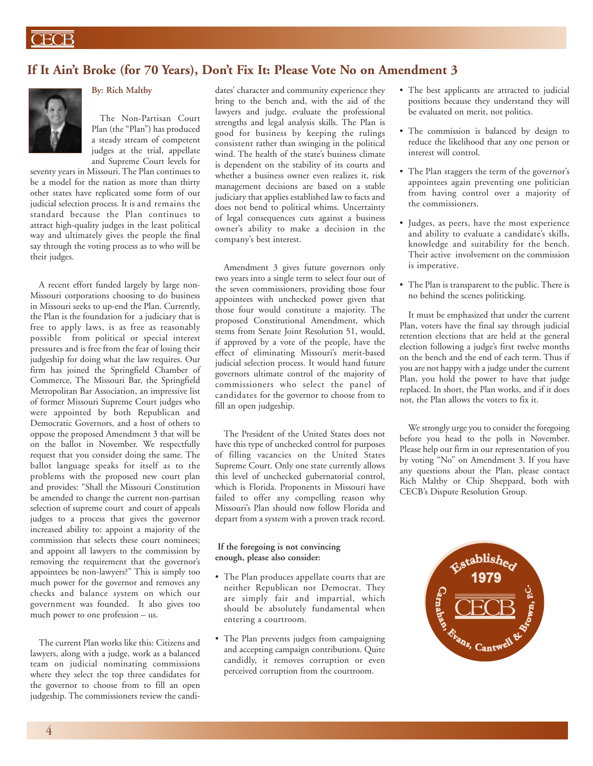## If It Ain't Broke (for 70 Years), Don't Fix It: Please Vote No on Amendment 3

**By: Rich Maltby**

The Non-Partisan Court Plan (the "Plan") has produced a steady stream of competent judges at the trial, appellate and Supreme Court levels for seventy years in Missouri. The Plan continues to be a model for the nation as more than thirty other states have replicated some form of our judicial selection process. It is and remains the standard because the Plan continues to attract high-quality judges in the least political way and ultimately gives the people the final say through the voting process as to who will be their judges.

A recent effort funded largely by large non-Missouri corporations choosing to do business in Missouri seeks to up-end the Plan. Currently, the Plan is the foundation for a judiciary that is free to apply laws, is as free as reasonably possible from political or special interest pressures and is free from the fear of losing their judgeship for doing what the law requires. Our firm has joined the Springfield Chamber of Commerce, The Missouri Bar, the Springfield Metropolitan Bar Association, an impressive list of former Missouri Supreme Court judges who were appointed by both Republican and Democratic Governors, and a host of others to oppose the proposed Amendment 3 that will be on the ballot in November. We respectfully request that you consider doing the same. The ballot language speaks for itself as to the problems with the proposed new court plan and provides: "Shall the Missouri Constitution be amended to change the current non-partisan selection of supreme court and court of appeals judges to a process that gives the governor increased ability to: appoint a majority of the commission that selects these court nominees; and appoint all lawyers to the commission by removing the requirement that the governor's appointees be non-lawyers?" This is simply too much power for the governor and removes any checks and balance system on which our government was founded. It also gives too much power to one profession – us.

The current Plan works like this: Citizens and lawyers, along with a judge, work as a balanced team on judicial nominating commissions where they select the top three candidates for the governor to choose from to fill an open judgeship. The commissioners review the candidates' character and community experience they bring to the bench and, with the aid of the lawyers and judge, evaluate the professional strengths and legal analysis skills. The Plan is good for business by keeping the rulings consistent rather than swinging in the political wind. The health of the state's business climate is dependent on the stability of its courts and whether a business owner even realizes it, risk management decisions are based on a stable judiciary that applies established law to facts and does not bend to political whims. Uncertainty of legal consequences cuts against a business owner's ability to make a decision in the company's best interest.

Amendment 3 gives future governors only two years into a single term to select four out of the seven commissioners, providing those four appointees with unchecked power given that those four would constitute a majority. The proposed Constitutional Amendment, which stems from Senate Joint Resolution 51, would, if approved by a vote of the people, have the effect of eliminating Missouri's merit-based judicial selection process. It would hand future governors ultimate control of the majority of commissioners who select the panel of candidates for the governor to choose from to fill an open judgeship.

The President of the United States does not have this type of unchecked control for purposes of filling vacancies on the United States Supreme Court. Only one state currently allows this level of unchecked gubernatorial control, which is Florida. Proponents in Missouri have failed to offer any compelling reason why Missouri's Plan should now follow Florida and depart from a system with a proven track record.

**If the foregoing is not convincing enough, please also consider:**

- The Plan produces appellate courts that are neither Republican nor Democrat. They are simply fair and impartial, which should be absolutely fundamental when entering a courtroom.
- The Plan prevents judges from campaigning and accepting campaign contributions. Quite candidly, it removes corruption or even perceived corruption from the courtroom.
- The best applicants are attracted to judicial positions because they understand they will be evaluated on merit, not politics.
- The commission is balanced by design to reduce the likelihood that any one person or interest will control.
- The Plan staggers the term of the governor's appointees again preventing one politician from having control over a majority of the commissioners.
- Judges, as peers, have the most experience and ability to evaluate a candidate's skills, knowledge and suitability for the bench. Their active involvement on the commission is imperative.
- The Plan is transparent to the public. There is no behind the scenes politicking.

It must be emphasized that under the current Plan, voters have the final say through judicial retention elections that are held at the general election following a judge's first twelve months on the bench and the end of each term. Thus if you are not happy with a judge under the current Plan, you hold the power to have that judge replaced. In short, the Plan works, and if it does not, the Plan allows the voters to fix it.

We strongly urge you to consider the foregoing before you head to the polls in November. Please help our firm in our representation of you by voting "No" on Amendment 3. If you have any questions about the Plan, please contact Rich Maltby or Chip Sheppard, both with CECB's Dispute Resolution Group.

Established 1979
CECB
Carnahan, Evans, Cantwell & Brown, P.C.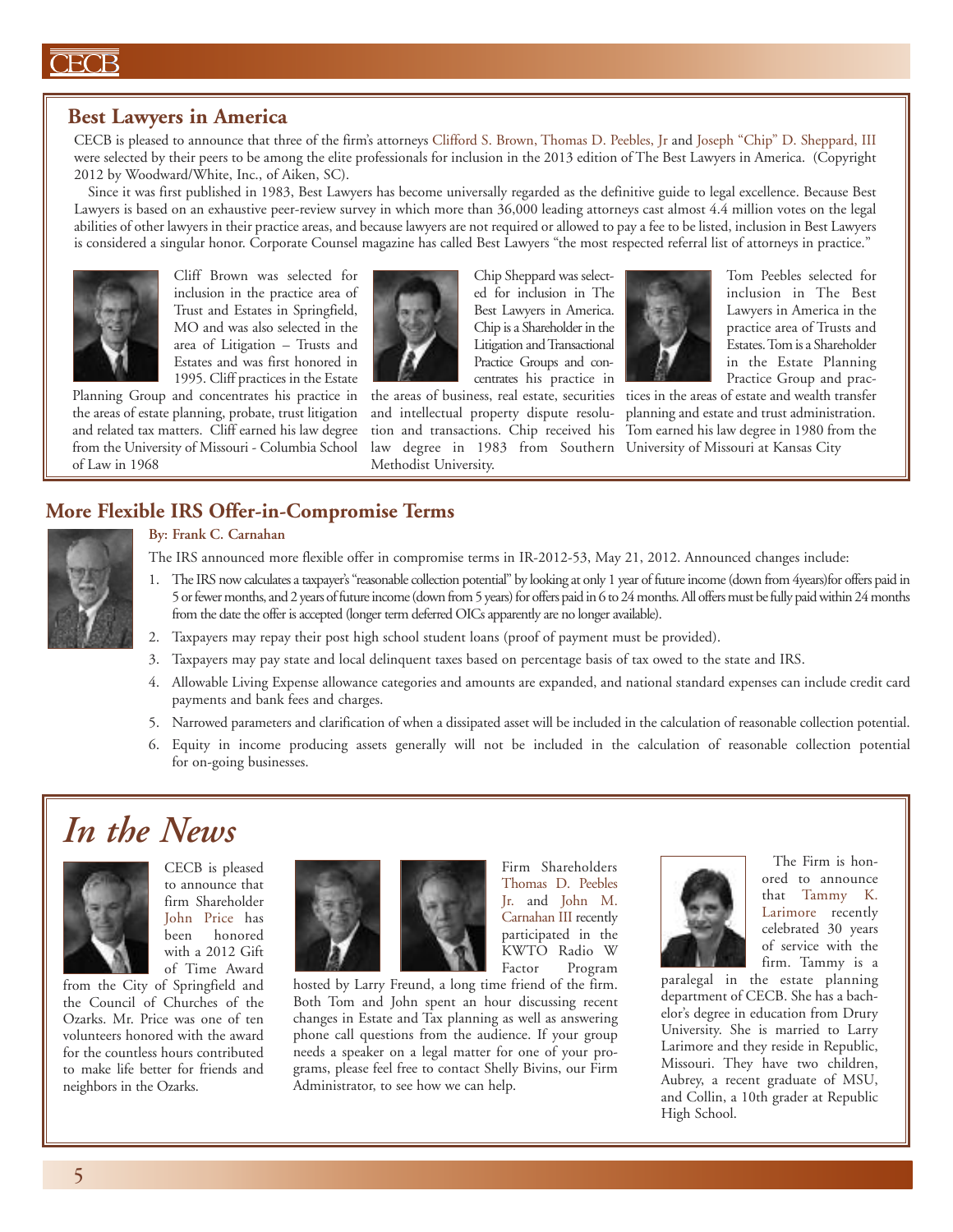## Best Lawyers in America

CECB is pleased to announce that three of the firm's attorneys Clifford S. Brown, Thomas D. Peebles, Jr and Joseph "Chip" D. Sheppard, III were selected by their peers to be among the elite professionals for inclusion in the 2013 edition of The Best Lawyers in America. (Copyright 2012 by Woodward/White, Inc., of Aiken, SC).

Since it was first published in 1983, Best Lawyers has become universally regarded as the definitive guide to legal excellence. Because Best Lawyers is based on an exhaustive peer-review survey in which more than 36,000 leading attorneys cast almost 4.4 million votes on the legal abilities of other lawyers in their practice areas, and because lawyers are not required or allowed to pay a fee to be listed, inclusion in Best Lawyers is considered a singular honor. Corporate Counsel magazine has called Best Lawyers "the most respected referral list of attorneys in practice."

Cliff Brown was selected for inclusion in the practice area of Trust and Estates in Springfield, MO and was also selected in the area of Litigation – Trusts and Estates and was first honored in 1995. Cliff practices in the Estate Planning Group and concentrates his practice in the areas of estate planning, probate, trust litigation and related tax matters. Cliff earned his law degree from the University of Missouri - Columbia School of Law in 1968

Chip Sheppard was selected for inclusion in The Best Lawyers in America. Chip is a Shareholder in the Litigation and Transactional Practice Groups and concentrates his practice in the areas of business, real estate, securities and intellectual property dispute resolution and transactions. Chip received his law degree in 1983 from Southern Methodist University.

Tom Peebles selected for inclusion in The Best Lawyers in America in the practice area of Trusts and Estates. Tom is a Shareholder in the Estate Planning Practice Group and practices in the areas of estate and wealth transfer planning and estate and trust administration. Tom earned his law degree in 1980 from the University of Missouri at Kansas City

## More Flexible IRS Offer-in-Compromise Terms

**By: Frank C. Carnahan**

The IRS announced more flexible offer in compromise terms in IR-2012-53, May 21, 2012. Announced changes include:

1. The IRS now calculates a taxpayer's "reasonable collection potential" by looking at only 1 year of future income (down from 4years)for offers paid in 5 or fewer months, and 2 years of future income (down from 5 years) for offers paid in 6 to 24 months. All offers must be fully paid within 24 months from the date the offer is accepted (longer term deferred OICs apparently are no longer available).
2. Taxpayers may repay their post high school student loans (proof of payment must be provided).
3. Taxpayers may pay state and local delinquent taxes based on percentage basis of tax owed to the state and IRS.
4. Allowable Living Expense allowance categories and amounts are expanded, and national standard expenses can include credit card payments and bank fees and charges.
5. Narrowed parameters and clarification of when a dissipated asset will be included in the calculation of reasonable collection potential.
6. Equity in income producing assets generally will not be included in the calculation of reasonable collection potential for on-going businesses.

# *In the News*

CECB is pleased to announce that firm Shareholder John Price has been honored with a 2012 Gift of Time Award from the City of Springfield and the Council of Churches of the Ozarks. Mr. Price was one of ten volunteers honored with the award for the countless hours contributed to make life better for friends and neighbors in the Ozarks.

Firm Shareholders Thomas D. Peebles Jr. and John M. Carnahan III recently participated in the KWTO Radio W Factor Program hosted by Larry Freund, a long time friend of the firm. Both Tom and John spent an hour discussing recent changes in Estate and Tax planning as well as answering phone call questions from the audience. If your group needs a speaker on a legal matter for one of your programs, please feel free to contact Shelly Bivins, our Firm Administrator, to see how we can help.

The Firm is honored to announce that Tammy K. Larimore recently celebrated 30 years of service with the firm. Tammy is a paralegal in the estate planning department of CECB. She has a bachelor's degree in education from Drury University. She is married to Larry Larimore and they reside in Republic, Missouri. They have two children, Aubrey, a recent graduate of MSU, and Collin, a 10th grader at Republic High School.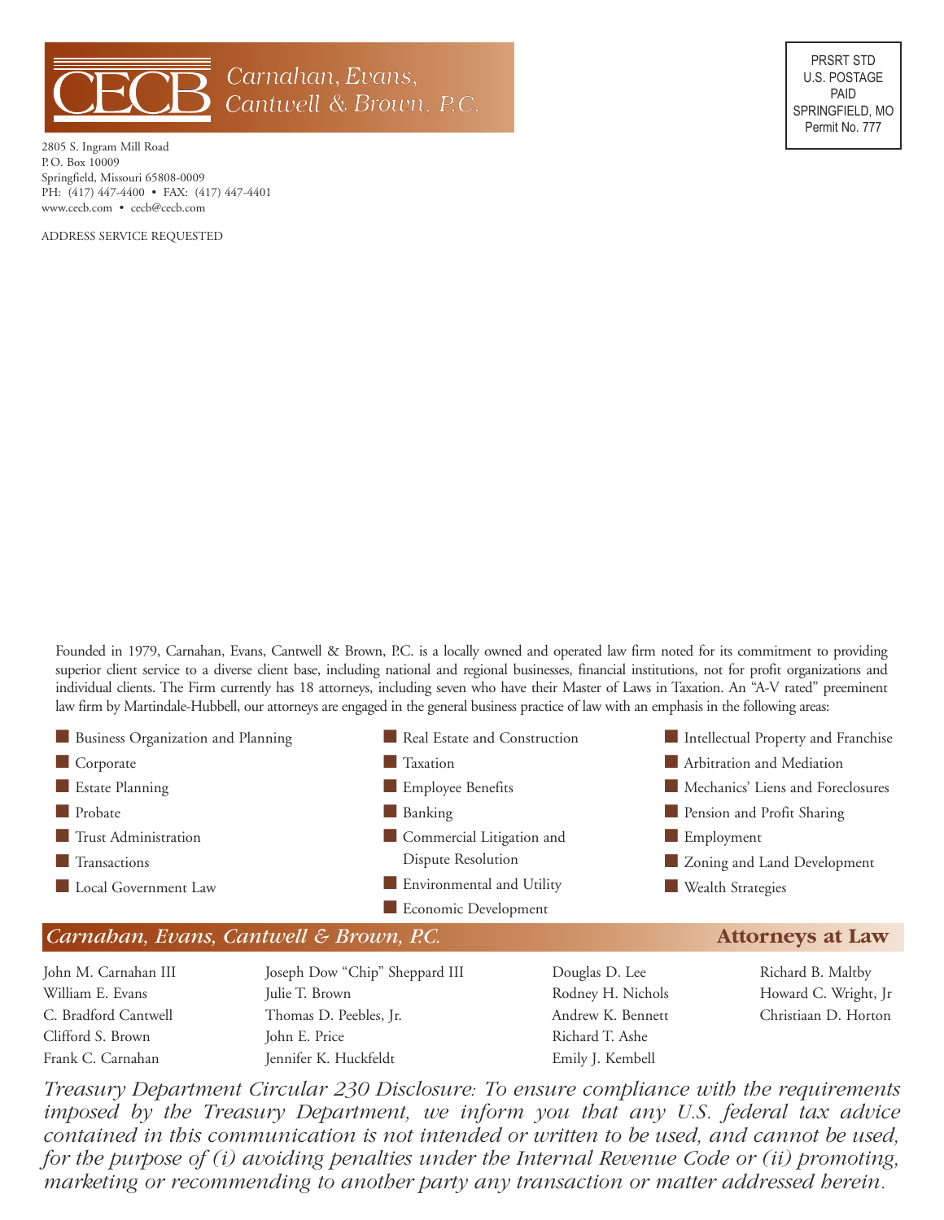CECB Carnahan, Evans, Cantwell & Brown, P.C.

2805 S. Ingram Mill Road
P.O. Box 10009
Springfield, Missouri 65808-0009
PH: (417) 447-4400 • FAX: (417) 447-4401
www.cecb.com • cecb@cecb.com

ADDRESS SERVICE REQUESTED

PRSRT STD
U.S. POSTAGE
PAID
SPRINGFIELD, MO
Permit No. 777

Founded in 1979, Carnahan, Evans, Cantwell & Brown, P.C. is a locally owned and operated law firm noted for its commitment to providing superior client service to a diverse client base, including national and regional businesses, financial institutions, not for profit organizations and individual clients. The Firm currently has 18 attorneys, including seven who have their Master of Laws in Taxation. An "A-V rated" preeminent law firm by Martindale-Hubbell, our attorneys are engaged in the general business practice of law with an emphasis in the following areas:

- Business Organization and Planning
- Corporate
- Estate Planning
- Probate
- Trust Administration
- Transactions
- Local Government Law
- Real Estate and Construction
- Taxation
- Employee Benefits
- Banking
- Commercial Litigation and Dispute Resolution
- Environmental and Utility
- Economic Development
- Intellectual Property and Franchise
- Arbitration and Mediation
- Mechanics' Liens and Foreclosures
- Pension and Profit Sharing
- Employment
- Zoning and Land Development
- Wealth Strategies

## *Carnahan, Evans, Cantwell & Brown, P.C.* — Attorneys at Law

John M. Carnahan III
William E. Evans
C. Bradford Cantwell
Clifford S. Brown
Frank C. Carnahan
Joseph Dow "Chip" Sheppard III
Julie T. Brown
Thomas D. Peebles, Jr.
John E. Price
Jennifer K. Huckfeldt
Douglas D. Lee
Rodney H. Nichols
Andrew K. Bennett
Richard T. Ashe
Emily J. Kembell
Richard B. Maltby
Howard C. Wright, Jr
Christiaan D. Horton

*Treasury Department Circular 230 Disclosure: To ensure compliance with the requirements imposed by the Treasury Department, we inform you that any U.S. federal tax advice contained in this communication is not intended or written to be used, and cannot be used, for the purpose of (i) avoiding penalties under the Internal Revenue Code or (ii) promoting, marketing or recommending to another party any transaction or matter addressed herein.*